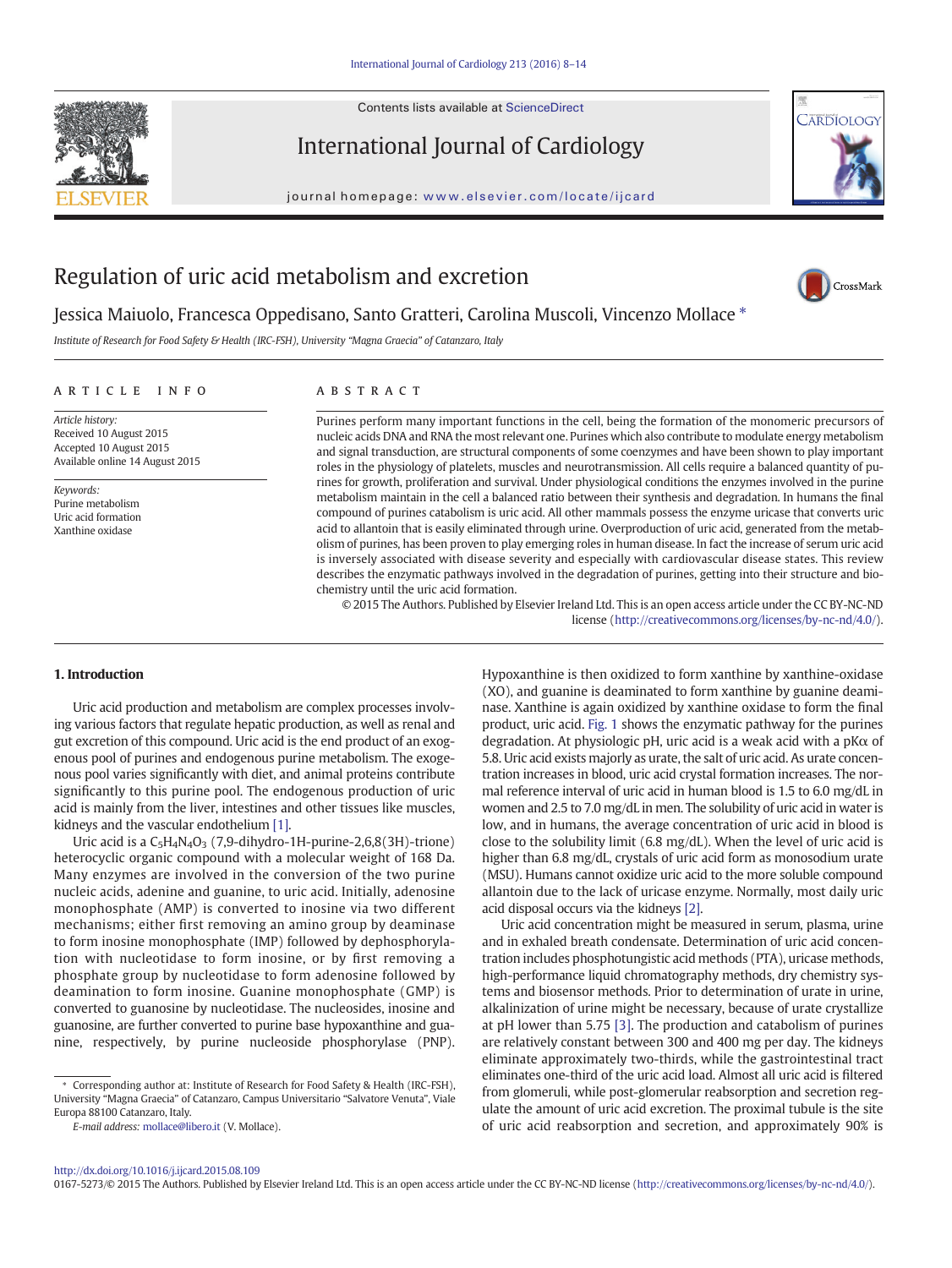# Regulation of uric acid metabolism and excretion

Jessica Maiuolo, Francesca Oppedisano, Santo Gratteri, Carolina Muscoli, Vincenzo Mollace *

*Institute of Research for Food Safety & Health (IRC-FSH), University "Magna Graecia" of Catanzaro, Italy*

## ARTICLE INFO

*Article history:*
Received 10 August 2015
Accepted 10 August 2015
Available online 14 August 2015

*Keywords:*
Purine metabolism
Uric acid formation
Xanthine oxidase

## ABSTRACT

Purines perform many important functions in the cell, being the formation of the monomeric precursors of nucleic acids DNA and RNA the most relevant one. Purines which also contribute to modulate energy metabolism and signal transduction, are structural components of some coenzymes and have been shown to play important roles in the physiology of platelets, muscles and neurotransmission. All cells require a balanced quantity of purines for growth, proliferation and survival. Under physiological conditions the enzymes involved in the purine metabolism maintain in the cell a balanced ratio between their synthesis and degradation. In humans the final compound of purines catabolism is uric acid. All other mammals possess the enzyme uricase that converts uric acid to allantoin that is easily eliminated through urine. Overproduction of uric acid, generated from the metabolism of purines, has been proven to play emerging roles in human disease. In fact the increase of serum uric acid is inversely associated with disease severity and especially with cardiovascular disease states. This review describes the enzymatic pathways involved in the degradation of purines, getting into their structure and biochemistry until the uric acid formation.

© 2015 The Authors. Published by Elsevier Ireland Ltd. This is an open access article under the CC BY-NC-ND license (http://creativecommons.org/licenses/by-nc-nd/4.0/).

## 1. Introduction

Uric acid production and metabolism are complex processes involving various factors that regulate hepatic production, as well as renal and gut excretion of this compound. Uric acid is the end product of an exogenous pool of purines and endogenous purine metabolism. The exogenous pool varies significantly with diet, and animal proteins contribute significantly to this purine pool. The endogenous production of uric acid is mainly from the liver, intestines and other tissues like muscles, kidneys and the vascular endothelium [1].

Uric acid is a $C_5H_4N_4O_3$ (7,9-dihydro-1H-purine-2,6,8(3H)-trione) heterocyclic organic compound with a molecular weight of 168 Da. Many enzymes are involved in the conversion of the two purine nucleic acids, adenine and guanine, to uric acid. Initially, adenosine monophosphate (AMP) is converted to inosine via two different mechanisms; either first removing an amino group by deaminase to form inosine monophosphate (IMP) followed by dephosphorylation with nucleotidase to form inosine, or by first removing a phosphate group by nucleotidase to form adenosine followed by deamination to form inosine. Guanine monophosphate (GMP) is converted to guanosine by nucleotidase. The nucleosides, inosine and guanosine, are further converted to purine base hypoxanthine and guanine, respectively, by purine nucleoside phosphorylase (PNP). Hypoxanthine is then oxidized to form xanthine by xanthine-oxidase (XO), and guanine is deaminated to form xanthine by guanine deaminase. Xanthine is again oxidized by xanthine oxidase to form the final product, uric acid. Fig. 1 shows the enzymatic pathway for the purines degradation. At physiologic pH, uric acid is a weak acid with a pKα of 5.8. Uric acid exists majorly as urate, the salt of uric acid. As urate concentration increases in blood, uric acid crystal formation increases. The normal reference interval of uric acid in human blood is 1.5 to 6.0 mg/dL in women and 2.5 to 7.0 mg/dL in men. The solubility of uric acid in water is low, and in humans, the average concentration of uric acid in blood is close to the solubility limit (6.8 mg/dL). When the level of uric acid is higher than 6.8 mg/dL, crystals of uric acid form as monosodium urate (MSU). Humans cannot oxidize uric acid to the more soluble compound allantoin due to the lack of uricase enzyme. Normally, most daily uric acid disposal occurs via the kidneys [2].

Uric acid concentration might be measured in serum, plasma, urine and in exhaled breath condensate. Determination of uric acid concentration includes phosphotungistic acid methods (PTA), uricase methods, high-performance liquid chromatography methods, dry chemistry systems and biosensor methods. Prior to determination of urate in urine, alkalinization of urine might be necessary, because of urate crystallize at pH lower than 5.75 [3]. The production and catabolism of purines are relatively constant between 300 and 400 mg per day. The kidneys eliminate approximately two-thirds, while the gastrointestinal tract eliminates one-third of the uric acid load. Almost all uric acid is filtered from glomeruli, while post-glomerular reabsorption and secretion regulate the amount of uric acid excretion. The proximal tubule is the site of uric acid reabsorption and secretion, and approximately 90% is

* Corresponding author at: Institute of Research for Food Safety & Health (IRC-FSH), University "Magna Graecia" of Catanzaro, Campus Universitario "Salvatore Venuta", Viale Europa 88100 Catanzaro, Italy.

*E-mail address:* mollace@libero.it (V. Mollace).

http://dx.doi.org/10.1016/j.ijcard.2015.08.109
0167-5273/© 2015 The Authors. Published by Elsevier Ireland Ltd. This is an open access article under the CC BY-NC-ND license (http://creativecommons.org/licenses/by-nc-nd/4.0/).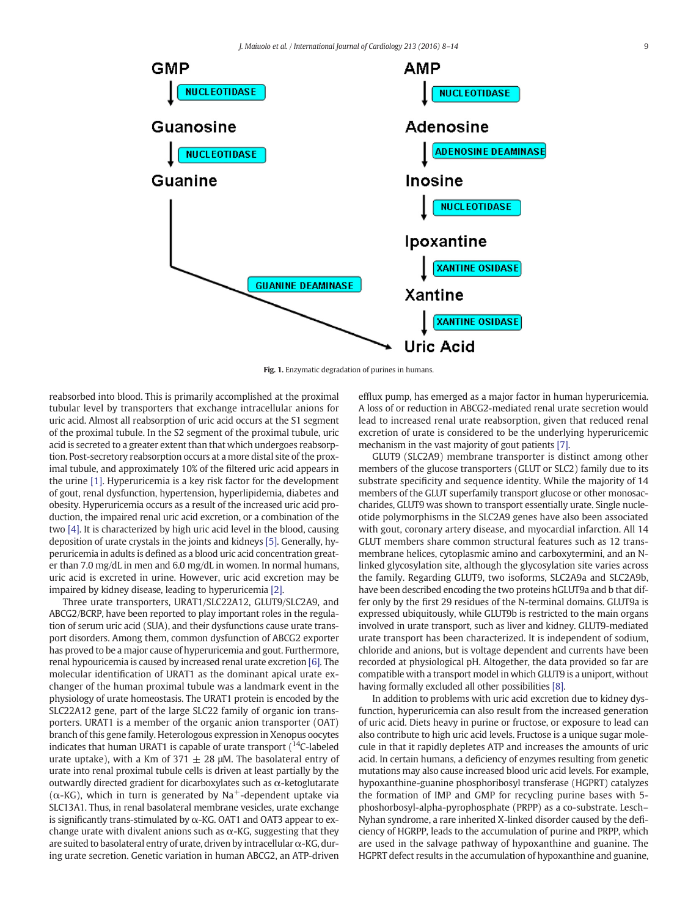GMP

NUCLEOTIDASE

Guanosine

NUCLEOTIDASE

Guanine

GUANINE DEAMINASE

AMP

NUCLEOTIDASE

Adenosine

ADENOSINE DEAMINASE

Inosine

NUCLEOTIDASE

Ipoxantine

XANTINE OSIDASE

Xantine

XANTINE OSIDASE

Uric Acid

**Fig. 1.** Enzymatic degradation of purines in humans.

reabsorbed into blood. This is primarily accomplished at the proximal tubular level by transporters that exchange intracellular anions for uric acid. Almost all reabsorption of uric acid occurs at the S1 segment of the proximal tubule. In the S2 segment of the proximal tubule, uric acid is secreted to a greater extent than that which undergoes reabsorption. Post-secretory reabsorption occurs at a more distal site of the proximal tubule, and approximately 10% of the filtered uric acid appears in the urine [1]. Hyperuricemia is a key risk factor for the development of gout, renal dysfunction, hypertension, hyperlipidemia, diabetes and obesity. Hyperuricemia occurs as a result of the increased uric acid production, the impaired renal uric acid excretion, or a combination of the two [4]. It is characterized by high uric acid level in the blood, causing deposition of urate crystals in the joints and kidneys [5]. Generally, hyperuricemia in adults is defined as a blood uric acid concentration greater than 7.0 mg/dL in men and 6.0 mg/dL in women. In normal humans, uric acid is excreted in urine. However, uric acid excretion may be impaired by kidney disease, leading to hyperuricemia [2].

Three urate transporters, URAT1/SLC22A12, GLUT9/SLC2A9, and ABCG2/BCRP, have been reported to play important roles in the regulation of serum uric acid (SUA), and their dysfunctions cause urate transport disorders. Among them, common dysfunction of ABCG2 exporter has proved to be a major cause of hyperuricemia and gout. Furthermore, renal hypouricemia is caused by increased renal urate excretion [6]. The molecular identification of URAT1 as the dominant apical urate exchanger of the human proximal tubule was a landmark event in the physiology of urate homeostasis. The URAT1 protein is encoded by the SLC22A12 gene, part of the large SLC22 family of organic ion transporters. URAT1 is a member of the organic anion transporter (OAT) branch of this gene family. Heterologous expression in Xenopus oocytes indicates that human URAT1 is capable of urate transport ($^{14}$C-labeled urate uptake), with a Km of 371 ± 28 μM. The basolateral entry of urate into renal proximal tubule cells is driven at least partially by the outwardly directed gradient for dicarboxylates such as α-ketoglutarate (α-KG), which in turn is generated by $Na^+$-dependent uptake via SLC13A1. Thus, in renal basolateral membrane vesicles, urate exchange is significantly trans-stimulated by α-KG. OAT1 and OAT3 appear to exchange urate with divalent anions such as α-KG, suggesting that they are suited to basolateral entry of urate, driven by intracellular α-KG, during urate secretion. Genetic variation in human ABCG2, an ATP-driven efflux pump, has emerged as a major factor in human hyperuricemia. A loss of or reduction in ABCG2-mediated renal urate secretion would lead to increased renal urate reabsorption, given that reduced renal excretion of urate is considered to be the underlying hyperuricemic mechanism in the vast majority of gout patients [7].

GLUT9 (SLC2A9) membrane transporter is distinct among other members of the glucose transporters (GLUT or SLC2) family due to its substrate specificity and sequence identity. While the majority of 14 members of the GLUT superfamily transport glucose or other monosaccharides, GLUT9 was shown to transport essentially urate. Single nucleotide polymorphisms in the SLC2A9 genes have also been associated with gout, coronary artery disease, and myocardial infarction. All 14 GLUT members share common structural features such as 12 transmembrane helices, cytoplasmic amino and carboxytermini, and an N-linked glycosylation site, although the glycosylation site varies across the family. Regarding GLUT9, two isoforms, SLC2A9a and SLC2A9b, have been described encoding the two proteins hGLUT9a and b that differ only by the first 29 residues of the N-terminal domains. GLUT9a is expressed ubiquitously, while GLUT9b is restricted to the main organs involved in urate transport, such as liver and kidney. GLUT9-mediated urate transport has been characterized. It is independent of sodium, chloride and anions, but is voltage dependent and currents have been recorded at physiological pH. Altogether, the data provided so far are compatible with a transport model in which GLUT9 is a uniport, without having formally excluded all other possibilities [8].

In addition to problems with uric acid excretion due to kidney dysfunction, hyperuricemia can also result from the increased generation of uric acid. Diets heavy in purine or fructose, or exposure to lead can also contribute to high uric acid levels. Fructose is a unique sugar molecule in that it rapidly depletes ATP and increases the amounts of uric acid. In certain humans, a deficiency of enzymes resulting from genetic mutations may also cause increased blood uric acid levels. For example, hypoxanthine-guanine phosphoribosyl transferase (HGPRT) catalyzes the formation of IMP and GMP for recycling purine bases with 5-phoshorbosyl-alpha-pyrophosphate (PRPP) as a co-substrate. Lesch–Nyhan syndrome, a rare inherited X-linked disorder caused by the deficiency of HGRPP, leads to the accumulation of purine and PRPP, which are used in the salvage pathway of hypoxanthine and guanine. The HGPRT defect results in the accumulation of hypoxanthine and guanine,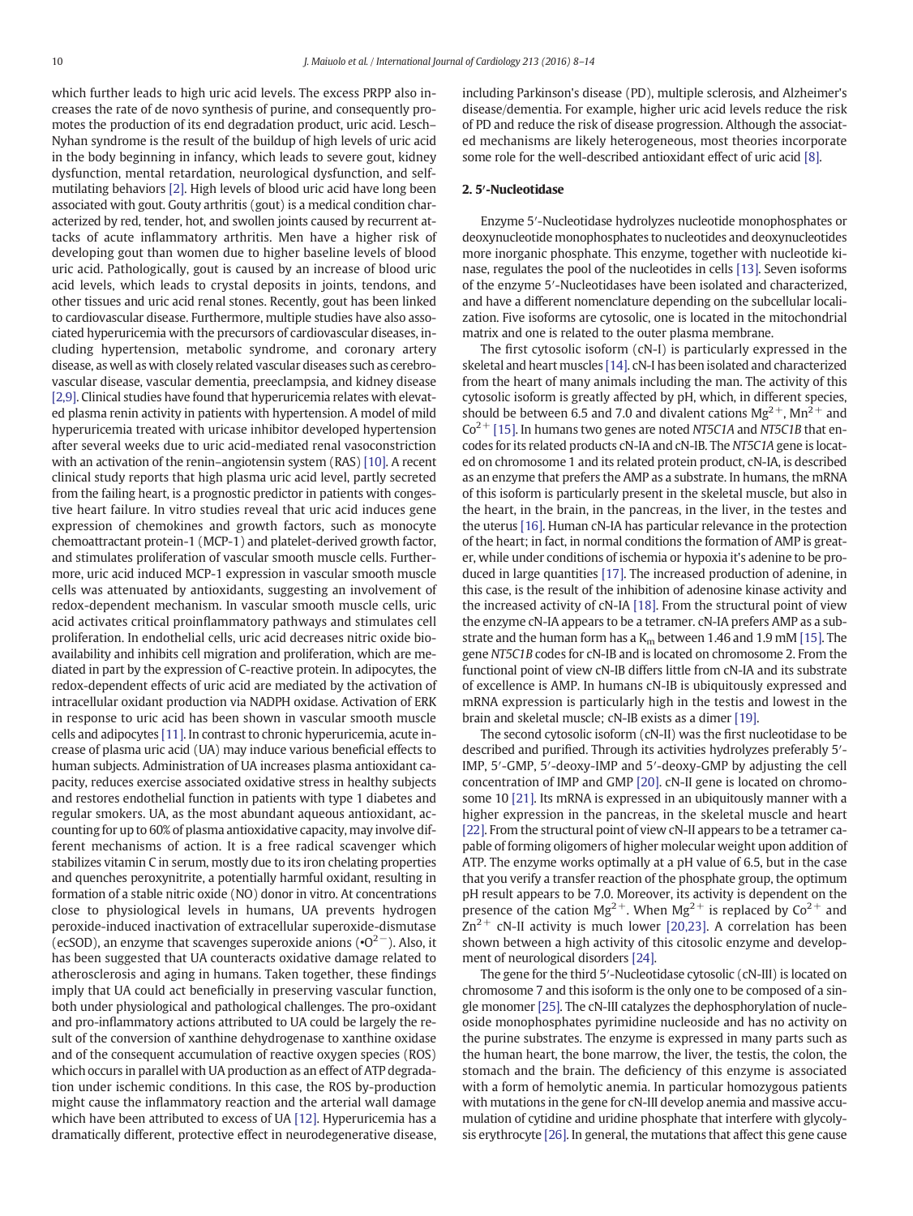which further leads to high uric acid levels. The excess PRPP also increases the rate of de novo synthesis of purine, and consequently promotes the production of its end degradation product, uric acid. Lesch–Nyhan syndrome is the result of the buildup of high levels of uric acid in the body beginning in infancy, which leads to severe gout, kidney dysfunction, mental retardation, neurological dysfunction, and self-mutilating behaviors [2]. High levels of blood uric acid have long been associated with gout. Gouty arthritis (gout) is a medical condition characterized by red, tender, hot, and swollen joints caused by recurrent attacks of acute inflammatory arthritis. Men have a higher risk of developing gout than women due to higher baseline levels of blood uric acid. Pathologically, gout is caused by an increase of blood uric acid levels, which leads to crystal deposits in joints, tendons, and other tissues and uric acid renal stones. Recently, gout has been linked to cardiovascular disease. Furthermore, multiple studies have also associated hyperuricemia with the precursors of cardiovascular diseases, including hypertension, metabolic syndrome, and coronary artery disease, as well as with closely related vascular diseases such as cerebrovascular disease, vascular dementia, preeclampsia, and kidney disease [2,9]. Clinical studies have found that hyperuricemia relates with elevated plasma renin activity in patients with hypertension. A model of mild hyperuricemia treated with uricase inhibitor developed hypertension after several weeks due to uric acid-mediated renal vasoconstriction with an activation of the renin–angiotensin system (RAS) [10]. A recent clinical study reports that high plasma uric acid level, partly secreted from the failing heart, is a prognostic predictor in patients with congestive heart failure. In vitro studies reveal that uric acid induces gene expression of chemokines and growth factors, such as monocyte chemoattractant protein-1 (MCP-1) and platelet-derived growth factor, and stimulates proliferation of vascular smooth muscle cells. Furthermore, uric acid induced MCP-1 expression in vascular smooth muscle cells was attenuated by antioxidants, suggesting an involvement of redox-dependent mechanism. In vascular smooth muscle cells, uric acid activates critical proinflammatory pathways and stimulates cell proliferation. In endothelial cells, uric acid decreases nitric oxide bioavailability and inhibits cell migration and proliferation, which are mediated in part by the expression of C-reactive protein. In adipocytes, the redox-dependent effects of uric acid are mediated by the activation of intracellular oxidant production via NADPH oxidase. Activation of ERK in response to uric acid has been shown in vascular smooth muscle cells and adipocytes [11]. In contrast to chronic hyperuricemia, acute increase of plasma uric acid (UA) may induce various beneficial effects to human subjects. Administration of UA increases plasma antioxidant capacity, reduces exercise associated oxidative stress in healthy subjects and restores endothelial function in patients with type 1 diabetes and regular smokers. UA, as the most abundant aqueous antioxidant, accounting for up to 60% of plasma antioxidative capacity, may involve different mechanisms of action. It is a free radical scavenger which stabilizes vitamin C in serum, mostly due to its iron chelating properties and quenches peroxynitrite, a potentially harmful oxidant, resulting in formation of a stable nitric oxide (NO) donor in vitro. At concentrations close to physiological levels in humans, UA prevents hydrogen peroxide-induced inactivation of extracellular superoxide-dismutase (ecSOD), an enzyme that scavenges superoxide anions ($\bullet O^{2-}$). Also, it has been suggested that UA counteracts oxidative damage related to atherosclerosis and aging in humans. Taken together, these findings imply that UA could act beneficially in preserving vascular function, both under physiological and pathological challenges. The pro-oxidant and pro-inflammatory actions attributed to UA could be largely the result of the conversion of xanthine dehydrogenase to xanthine oxidase and of the consequent accumulation of reactive oxygen species (ROS) which occurs in parallel with UA production as an effect of ATP degradation under ischemic conditions. In this case, the ROS by-production might cause the inflammatory reaction and the arterial wall damage which have been attributed to excess of UA [12]. Hyperuricemia has a dramatically different, protective effect in neurodegenerative disease, including Parkinson's disease (PD), multiple sclerosis, and Alzheimer's disease/dementia. For example, higher uric acid levels reduce the risk of PD and reduce the risk of disease progression. Although the associated mechanisms are likely heterogeneous, most theories incorporate some role for the well-described antioxidant effect of uric acid [8].

## 2. 5′-Nucleotidase

Enzyme 5′-Nucleotidase hydrolyzes nucleotide monophosphates or deoxynucleotide monophosphates to nucleotides and deoxynucleotides more inorganic phosphate. This enzyme, together with nucleotide kinase, regulates the pool of the nucleotides in cells [13]. Seven isoforms of the enzyme 5′-Nucleotidases have been isolated and characterized, and have a different nomenclature depending on the subcellular localization. Five isoforms are cytosolic, one is located in the mitochondrial matrix and one is related to the outer plasma membrane.

The first cytosolic isoform (cN-I) is particularly expressed in the skeletal and heart muscles [14]. cN-I has been isolated and characterized from the heart of many animals including the man. The activity of this cytosolic isoform is greatly affected by pH, which, in different species, should be between 6.5 and 7.0 and divalent cations $Mg^{2+}$, $Mn^{2+}$ and $Co^{2+}$ [15]. In humans two genes are noted *NT5C1A* and *NT5C1B* that encodes for its related products cN-IA and cN-IB. The *NT5C1A* gene is located on chromosome 1 and its related protein product, cN-IA, is described as an enzyme that prefers the AMP as a substrate. In humans, the mRNA of this isoform is particularly present in the skeletal muscle, but also in the heart, in the brain, in the pancreas, in the liver, in the testes and the uterus [16]. Human cN-IA has particular relevance in the protection of the heart; in fact, in normal conditions the formation of AMP is greater, while under conditions of ischemia or hypoxia it's adenine to be produced in large quantities [17]. The increased production of adenine, in this case, is the result of the inhibition of adenosine kinase activity and the increased activity of cN-IA [18]. From the structural point of view the enzyme cN-IA appears to be a tetramer. cN-IA prefers AMP as a substrate and the human form has a $K_m$ between 1.46 and 1.9 mM [15]. The gene *NT5C1B* codes for cN-IB and is located on chromosome 2. From the functional point of view cN-IB differs little from cN-IA and its substrate of excellence is AMP. In humans cN-IB is ubiquitously expressed and mRNA expression is particularly high in the testis and lowest in the brain and skeletal muscle; cN-IB exists as a dimer [19].

The second cytosolic isoform (cN-II) was the first nucleotidase to be described and purified. Through its activities hydrolyzes preferably 5′-IMP, 5′-GMP, 5′-deoxy-IMP and 5′-deoxy-GMP by adjusting the cell concentration of IMP and GMP [20]. cN-II gene is located on chromosome 10 [21]. Its mRNA is expressed in an ubiquitously manner with a higher expression in the pancreas, in the skeletal muscle and heart [22]. From the structural point of view cN-II appears to be a tetramer capable of forming oligomers of higher molecular weight upon addition of ATP. The enzyme works optimally at a pH value of 6.5, but in the case that you verify a transfer reaction of the phosphate group, the optimum pH result appears to be 7.0. Moreover, its activity is dependent on the presence of the cation $Mg^{2+}$. When $Mg^{2+}$ is replaced by $Co^{2+}$ and $Zn^{2+}$ cN-II activity is much lower [20,23]. A correlation has been shown between a high activity of this citosolic enzyme and development of neurological disorders [24].

The gene for the third 5′-Nucleotidase cytosolic (cN-III) is located on chromosome 7 and this isoform is the only one to be composed of a single monomer [25]. The cN-III catalyzes the dephosphorylation of nucleoside monophosphates pyrimidine nucleoside and has no activity on the purine substrates. The enzyme is expressed in many parts such as the human heart, the bone marrow, the liver, the testis, the colon, the stomach and the brain. The deficiency of this enzyme is associated with a form of hemolytic anemia. In particular homozygous patients with mutations in the gene for cN-III develop anemia and massive accumulation of cytidine and uridine phosphate that interfere with glycolysis erythrocyte [26]. In general, the mutations that affect this gene cause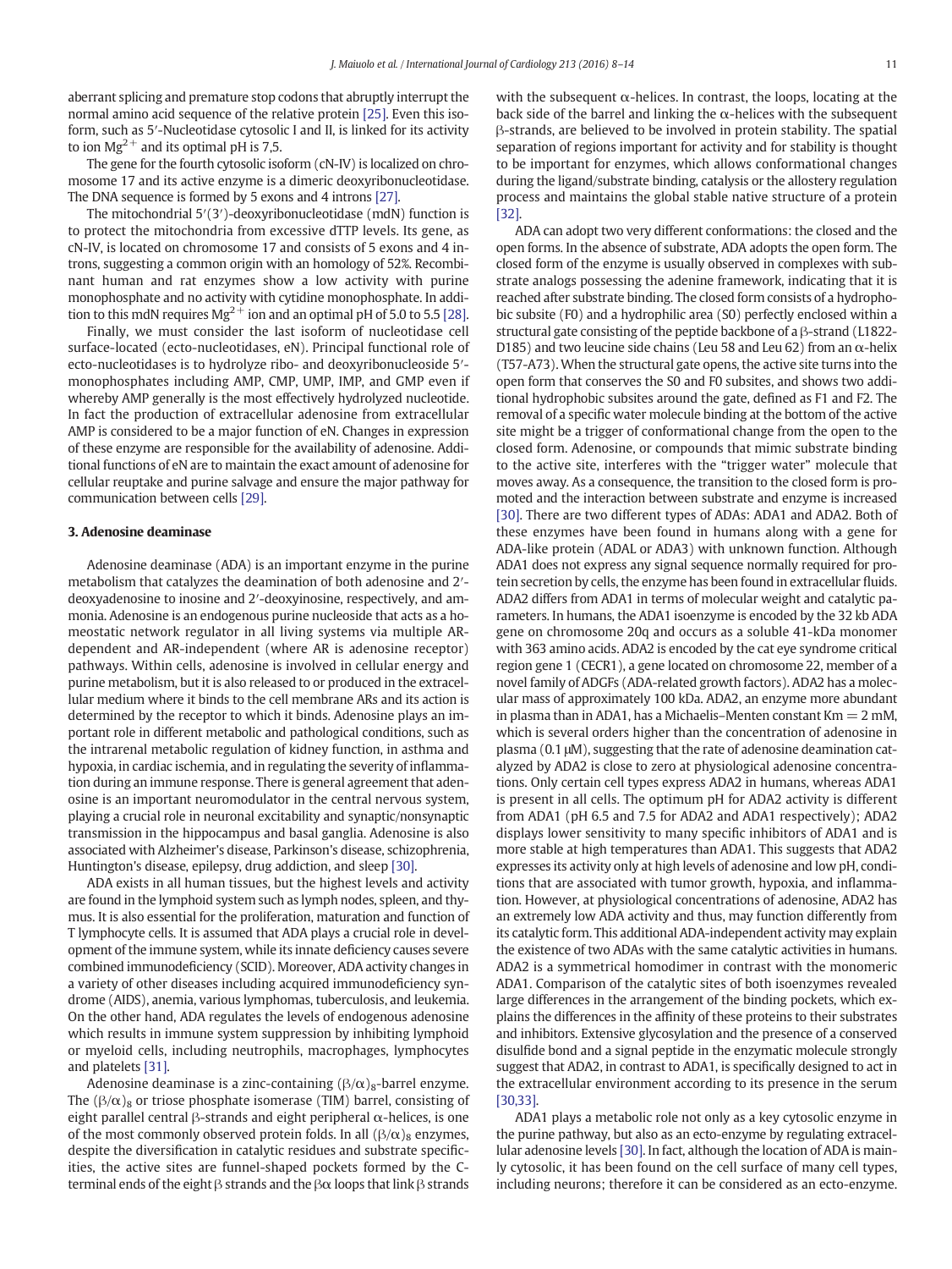aberrant splicing and premature stop codons that abruptly interrupt the normal amino acid sequence of the relative protein [25]. Even this isoform, such as 5′-Nucleotidase cytosolic I and II, is linked for its activity to ion $Mg^{2+}$ and its optimal pH is 7,5.

The gene for the fourth cytosolic isoform (cN-IV) is localized on chromosome 17 and its active enzyme is a dimeric deoxyribonucleotidase. The DNA sequence is formed by 5 exons and 4 introns [27].

The mitochondrial 5′(3′)-deoxyribonucleotidase (mdN) function is to protect the mitochondria from excessive dTTP levels. Its gene, as cN-IV, is located on chromosome 17 and consists of 5 exons and 4 introns, suggesting a common origin with an homology of 52%. Recombinant human and rat enzymes show a low activity with purine monophosphate and no activity with cytidine monophosphate. In addition to this mdN requires $Mg^{2+}$ ion and an optimal pH of 5.0 to 5.5 [28].

Finally, we must consider the last isoform of nucleotidase cell surface-located (ecto-nucleotidases, eN). Principal functional role of ecto-nucleotidases is to hydrolyze ribo- and deoxyribonucleoside 5′-monophosphates including AMP, CMP, UMP, IMP, and GMP even if whereby AMP generally is the most effectively hydrolyzed nucleotide. In fact the production of extracellular adenosine from extracellular AMP is considered to be a major function of eN. Changes in expression of these enzyme are responsible for the availability of adenosine. Additional functions of eN are to maintain the exact amount of adenosine for cellular reuptake and purine salvage and ensure the major pathway for communication between cells [29].

## 3. Adenosine deaminase

Adenosine deaminase (ADA) is an important enzyme in the purine metabolism that catalyzes the deamination of both adenosine and 2′-deoxyadenosine to inosine and 2′-deoxyinosine, respectively, and ammonia. Adenosine is an endogenous purine nucleoside that acts as a homeostatic network regulator in all living systems via multiple AR-dependent and AR-independent (where AR is adenosine receptor) pathways. Within cells, adenosine is involved in cellular energy and purine metabolism, but it is also released to or produced in the extracellular medium where it binds to the cell membrane ARs and its action is determined by the receptor to which it binds. Adenosine plays an important role in different metabolic and pathological conditions, such as the intrarenal metabolic regulation of kidney function, in asthma and hypoxia, in cardiac ischemia, and in regulating the severity of inflammation during an immune response. There is general agreement that adenosine is an important neuromodulator in the central nervous system, playing a crucial role in neuronal excitability and synaptic/nonsynaptic transmission in the hippocampus and basal ganglia. Adenosine is also associated with Alzheimer's disease, Parkinson's disease, schizophrenia, Huntington's disease, epilepsy, drug addiction, and sleep [30].

ADA exists in all human tissues, but the highest levels and activity are found in the lymphoid system such as lymph nodes, spleen, and thymus. It is also essential for the proliferation, maturation and function of T lymphocyte cells. It is assumed that ADA plays a crucial role in development of the immune system, while its innate deficiency causes severe combined immunodeficiency (SCID). Moreover, ADA activity changes in a variety of other diseases including acquired immunodeficiency syndrome (AIDS), anemia, various lymphomas, tuberculosis, and leukemia. On the other hand, ADA regulates the levels of endogenous adenosine which results in immune system suppression by inhibiting lymphoid or myeloid cells, including neutrophils, macrophages, lymphocytes and platelets [31].

Adenosine deaminase is a zinc-containing $(\beta/\alpha)_8$-barrel enzyme. The $(\beta/\alpha)_8$ or triose phosphate isomerase (TIM) barrel, consisting of eight parallel central β-strands and eight peripheral α-helices, is one of the most commonly observed protein folds. In all $(\beta/\alpha)_8$ enzymes, despite the diversification in catalytic residues and substrate specificities, the active sites are funnel-shaped pockets formed by the C-terminal ends of the eight β strands and the βα loops that link β strands with the subsequent α-helices. In contrast, the loops, locating at the back side of the barrel and linking the α-helices with the subsequent β-strands, are believed to be involved in protein stability. The spatial separation of regions important for activity and for stability is thought to be important for enzymes, which allows conformational changes during the ligand/substrate binding, catalysis or the allostery regulation process and maintains the global stable native structure of a protein [32].

ADA can adopt two very different conformations: the closed and the open forms. In the absence of substrate, ADA adopts the open form. The closed form of the enzyme is usually observed in complexes with substrate analogs possessing the adenine framework, indicating that it is reached after substrate binding. The closed form consists of a hydrophobic subsite (F0) and a hydrophilic area (S0) perfectly enclosed within a structural gate consisting of the peptide backbone of a β-strand (L1822-D185) and two leucine side chains (Leu 58 and Leu 62) from an α-helix (T57-A73). When the structural gate opens, the active site turns into the open form that conserves the S0 and F0 subsites, and shows two additional hydrophobic subsites around the gate, defined as F1 and F2. The removal of a specific water molecule binding at the bottom of the active site might be a trigger of conformational change from the open to the closed form. Adenosine, or compounds that mimic substrate binding to the active site, interferes with the "trigger water" molecule that moves away. As a consequence, the transition to the closed form is promoted and the interaction between substrate and enzyme is increased [30]. There are two different types of ADAs: ADA1 and ADA2. Both of these enzymes have been found in humans along with a gene for ADA-like protein (ADAL or ADA3) with unknown function. Although ADA1 does not express any signal sequence normally required for protein secretion by cells, the enzyme has been found in extracellular fluids. ADA2 differs from ADA1 in terms of molecular weight and catalytic parameters. In humans, the ADA1 isoenzyme is encoded by the 32 kb ADA gene on chromosome 20q and occurs as a soluble 41-kDa monomer with 363 amino acids. ADA2 is encoded by the cat eye syndrome critical region gene 1 (CECR1), a gene located on chromosome 22, member of a novel family of ADGFs (ADA-related growth factors). ADA2 has a molecular mass of approximately 100 kDa. ADA2, an enzyme more abundant in plasma than in ADA1, has a Michaelis–Menten constant Km = 2 mM, which is several orders higher than the concentration of adenosine in plasma (0.1 μM), suggesting that the rate of adenosine deamination catalyzed by ADA2 is close to zero at physiological adenosine concentrations. Only certain cell types express ADA2 in humans, whereas ADA1 is present in all cells. The optimum pH for ADA2 activity is different from ADA1 (pH 6.5 and 7.5 for ADA2 and ADA1 respectively); ADA2 displays lower sensitivity to many specific inhibitors of ADA1 and is more stable at high temperatures than ADA1. This suggests that ADA2 expresses its activity only at high levels of adenosine and low pH, conditions that are associated with tumor growth, hypoxia, and inflammation. However, at physiological concentrations of adenosine, ADA2 has an extremely low ADA activity and thus, may function differently from its catalytic form. This additional ADA-independent activity may explain the existence of two ADAs with the same catalytic activities in humans. ADA2 is a symmetrical homodimer in contrast with the monomeric ADA1. Comparison of the catalytic sites of both isoenzymes revealed large differences in the arrangement of the binding pockets, which explains the differences in the affinity of these proteins to their substrates and inhibitors. Extensive glycosylation and the presence of a conserved disulfide bond and a signal peptide in the enzymatic molecule strongly suggest that ADA2, in contrast to ADA1, is specifically designed to act in the extracellular environment according to its presence in the serum [30,33].

ADA1 plays a metabolic role not only as a key cytosolic enzyme in the purine pathway, but also as an ecto-enzyme by regulating extracellular adenosine levels [30]. In fact, although the location of ADA is mainly cytosolic, it has been found on the cell surface of many cell types, including neurons; therefore it can be considered as an ecto-enzyme.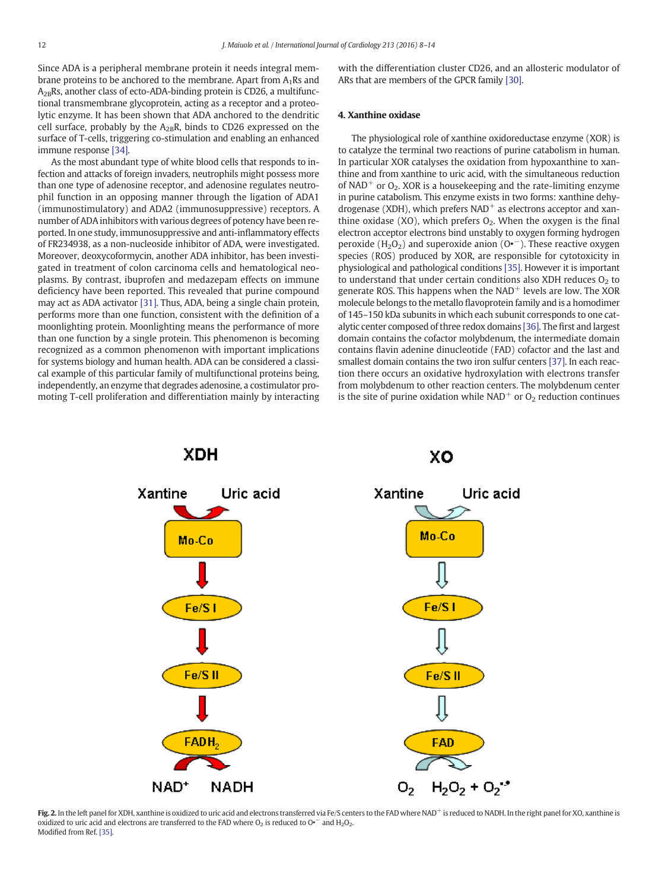Since ADA is a peripheral membrane protein it needs integral membrane proteins to be anchored to the membrane. Apart from $A_1$Rs and $A_{2B}$Rs, another class of ecto-ADA-binding protein is CD26, a multifunctional transmembrane glycoprotein, acting as a receptor and a proteolytic enzyme. It has been shown that ADA anchored to the dendritic cell surface, probably by the $A_{2B}$R, binds to CD26 expressed on the surface of T-cells, triggering co-stimulation and enabling an enhanced immune response [34].

As the most abundant type of white blood cells that responds to infection and attacks of foreign invaders, neutrophils might possess more than one type of adenosine receptor, and adenosine regulates neutrophil function in an opposing manner through the ligation of ADA1 (immunostimulatory) and ADA2 (immunosuppressive) receptors. A number of ADA inhibitors with various degrees of potency have been reported. In one study, immunosuppressive and anti-inflammatory effects of FR234938, as a non-nucleoside inhibitor of ADA, were investigated. Moreover, deoxycoformycin, another ADA inhibitor, has been investigated in treatment of colon carcinoma cells and hematological neoplasms. By contrast, ibuprofen and medazepam effects on immune deficiency have been reported. This revealed that purine compound may act as ADA activator [31]. Thus, ADA, being a single chain protein, performs more than one function, consistent with the definition of a moonlighting protein. Moonlighting means the performance of more than one function by a single protein. This phenomenon is becoming recognized as a common phenomenon with important implications for systems biology and human health. ADA can be considered a classical example of this particular family of multifunctional proteins being, independently, an enzyme that degrades adenosine, a costimulator promoting T-cell proliferation and differentiation mainly by interacting with the differentiation cluster CD26, and an allosteric modulator of ARs that are members of the GPCR family [30].

## 4. Xanthine oxidase

The physiological role of xanthine oxidoreductase enzyme (XOR) is to catalyze the terminal two reactions of purine catabolism in human. In particular XOR catalyses the oxidation from hypoxanthine to xanthine and from xanthine to uric acid, with the simultaneous reduction of $NAD^+$ or $O_2$. XOR is a housekeeping and the rate-limiting enzyme in purine catabolism. This enzyme exists in two forms: xanthine dehydrogenase (XDH), which prefers $NAD^+$ as electrons acceptor and xanthine oxidase (XO), which prefers $O_2$. When the oxygen is the final electron acceptor electrons bind unstably to oxygen forming hydrogen peroxide ($H_2O_2$) and superoxide anion ($O\bullet^-$). These reactive oxygen species (ROS) produced by XOR, are responsible for cytotoxicity in physiological and pathological conditions [35]. However it is important to understand that under certain conditions also XDH reduces $O_2$ to generate ROS. This happens when the $NAD^+$ levels are low. The XOR molecule belongs to the metallo flavoprotein family and is a homodimer of 145–150 kDa subunits in which each subunit corresponds to one catalytic center composed of three redox domains [36]. The first and largest domain contains the cofactor molybdenum, the intermediate domain contains flavin adenine dinucleotide (FAD) cofactor and the last and smallest domain contains the two iron sulfur centers [37]. In each reaction there occurs an oxidative hydroxylation with electrons transfer from molybdenum to other reaction centers. The molybdenum center is the site of purine oxidation while $NAD^+$ or $O_2$ reduction continues

**Fig. 2.** In the left panel for XDH, xanthine is oxidized to uric acid and electrons transferred via Fe/S centers to the FAD where $NAD^+$ is reduced to NADH. In the right panel for XO, xanthine is oxidized to uric acid and electrons are transferred to the FAD where $O_2$ is reduced to $O\bullet^-$ and $H_2O_2$.
Modified from Ref. [35].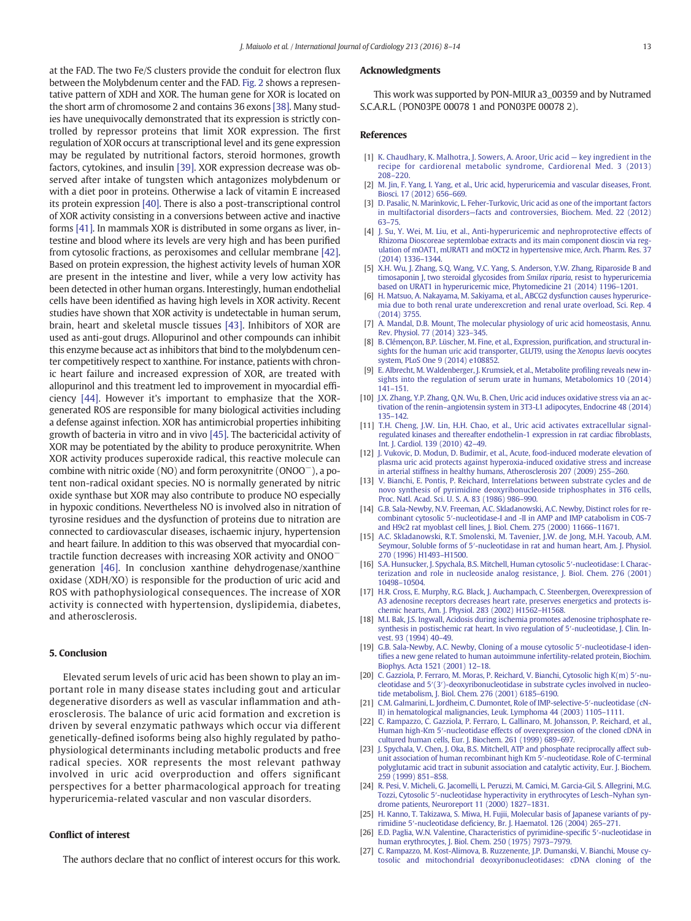at the FAD. The two Fe/S clusters provide the conduit for electron flux between the Molybdenum center and the FAD. Fig. 2 shows a representative pattern of XDH and XOR. The human gene for XOR is located on the short arm of chromosome 2 and contains 36 exons [38]. Many studies have unequivocally demonstrated that its expression is strictly controlled by repressor proteins that limit XOR expression. The first regulation of XOR occurs at transcriptional level and its gene expression may be regulated by nutritional factors, steroid hormones, growth factors, cytokines, and insulin [39]. XOR expression decrease was observed after intake of tungsten which antagonizes molybdenum or with a diet poor in proteins. Otherwise a lack of vitamin E increased its protein expression [40]. There is also a post-transcriptional control of XOR activity consisting in a conversions between active and inactive forms [41]. In mammals XOR is distributed in some organs as liver, intestine and blood where its levels are very high and has been purified from cytosolic fractions, as peroxisomes and cellular membrane [42]. Based on protein expression, the highest activity levels of human XOR are present in the intestine and liver, while a very low activity has been detected in other human organs. Interestingly, human endothelial cells have been identified as having high levels in XOR activity. Recent studies have shown that XOR activity is undetectable in human serum, brain, heart and skeletal muscle tissues [43]. Inhibitors of XOR are used as anti-gout drugs. Allopurinol and other compounds can inhibit this enzyme because act as inhibitors that bind to the molybdenum center competitively respect to xanthine. For instance, patients with chronic heart failure and increased expression of XOR, are treated with allopurinol and this treatment led to improvement in myocardial efficiency [44]. However it's important to emphasize that the XOR-generated ROS are responsible for many biological activities including a defense against infection. XOR has antimicrobial properties inhibiting growth of bacteria in vitro and in vivo [45]. The bactericidal activity of XOR may be potentiated by the ability to produce peroxynitrite. When XOR activity produces superoxide radical, this reactive molecule can combine with nitric oxide (NO) and form peroxynitrite ($ONOO^-$), a potent non-radical oxidant species. NO is normally generated by nitric oxide synthase but XOR may also contribute to produce NO especially in hypoxic conditions. Nevertheless NO is involved also in nitration of tyrosine residues and the dysfunction of proteins due to nitration are connected to cardiovascular diseases, ischaemic injury, hypertension and heart failure. In addition to this was observed that myocardial contractile function decreases with increasing XOR activity and $ONOO^-$ generation [46]. In conclusion xanthine dehydrogenase/xanthine oxidase (XDH/XO) is responsible for the production of uric acid and ROS with pathophysiological consequences. The increase of XOR activity is connected with hypertension, dyslipidemia, diabetes, and atherosclerosis.

## 5. Conclusion

Elevated serum levels of uric acid has been shown to play an important role in many disease states including gout and articular degenerative disorders as well as vascular inflammation and atherosclerosis. The balance of uric acid formation and excretion is driven by several enzymatic pathways which occur via different genetically-defined isoforms being also highly regulated by pathophysiological determinants including metabolic products and free radical species. XOR represents the most relevant pathway involved in uric acid overproduction and offers significant perspectives for a better pharmacological approach for treating hyperuricemia-related vascular and non vascular disorders.

## Conflict of interest

The authors declare that no conflict of interest occurs for this work.

## Acknowledgments

This work was supported by PON-MIUR a3_00359 and by Nutramed S.C.A.R.L. (PON03PE 00078 1 and PON03PE 00078 2).

## References

[1] K. Chaudhary, K. Malhotra, J. Sowers, A. Aroor, Uric acid — key ingredient in the recipe for cardiorenal metabolic syndrome, Cardiorenal Med. 3 (2013) 208–220.

[2] M. Jin, F. Yang, I. Yang, et al., Uric acid, hyperuricemia and vascular diseases, Front. Biosci. 17 (2012) 656–669.

[3] D. Pasalic, N. Marinkovic, L. Feher-Turkovic, Uric acid as one of the important factors in multifactorial disorders—facts and controversies, Biochem. Med. 22 (2012) 63–75.

[4] J. Su, Y. Wei, M. Liu, et al., Anti-hyperuricemic and nephroprotective effects of Rhizoma Dioscoreae septemlobae extracts and its main component dioscin via regulation of mOAT1, mURAT1 and mOCT2 in hypertensive mice, Arch. Pharm. Res. 37 (2014) 1336–1344.

[5] X.H. Wu, J. Zhang, S.Q. Wang, V.C. Yang, S. Anderson, Y.W. Zhang, Riparoside B and timosaponin J, two steroidal glycosides from *Smilax riparia*, resist to hyperuricemia based on URAT1 in hyperuricemic mice, Phytomedicine 21 (2014) 1196–1201.

[6] H. Matsuo, A. Nakayama, M. Sakiyama, et al., ABCG2 dysfunction causes hyperuricemia due to both renal urate underexcretion and renal urate overload, Sci. Rep. 4 (2014) 3755.

[7] A. Mandal, D.B. Mount, The molecular physiology of uric acid homeostasis, Annu. Rev. Physiol. 77 (2014) 323–345.

[8] B. Clémençon, B.P. Lüscher, M. Fine, et al., Expression, purification, and structural insights for the human uric acid transporter, GLUT9, using the *Xenopus laevis* oocytes system, PLoS One 9 (2014) e108852.

[9] E. Albrecht, M. Waldenberger, J. Krumsiek, et al., Metabolite profiling reveals new insights into the regulation of serum urate in humans, Metabolomics 10 (2014) 141–151.

[10] J.X. Zhang, Y.P. Zhang, Q.N. Wu, B. Chen, Uric acid induces oxidative stress via an activation of the renin–angiotensin system in 3T3-L1 adipocytes, Endocrine 48 (2014) 135–142.

[11] T.H. Cheng, J.W. Lin, H.H. Chao, et al., Uric acid activates extracellular signal-regulated kinases and thereafter endothelin-1 expression in rat cardiac fibroblasts, Int. J. Cardiol. 139 (2010) 42–49.

[12] J. Vukovic, D. Modun, D. Budimir, et al., Acute, food-induced moderate elevation of plasma uric acid protects against hyperoxia-induced oxidative stress and increase in arterial stiffness in healthy humans, Atherosclerosis 207 (2009) 255–260.

[13] V. Bianchi, E. Pontis, P. Reichard, Interrelations between substrate cycles and de novo synthesis of pyrimidine deoxyribonucleoside triphosphates in 3T6 cells, Proc. Natl. Acad. Sci. U. S. A. 83 (1986) 986–990.

[14] G.B. Sala-Newby, N.V. Freeman, A.C. Skladanowski, A.C. Newby, Distinct roles for recombinant cytosolic 5′-nucleotidase-I and -II in AMP and IMP catabolism in COS-7 and H9c2 rat myoblast cell lines, J. Biol. Chem. 275 (2000) 11666–11671.

[15] A.C. Skladanowski, R.T. Smolenski, M. Tavenier, J.W. de Jong, M.H. Yacoub, A.M. Seymour, Soluble forms of 5′-nucleotidase in rat and human heart, Am. J. Physiol. 270 (1996) H1493–H1500.

[16] S.A. Hunsucker, J. Spychala, B.S. Mitchell, Human cytosolic 5′-nucleotidase: I. Characterization and role in nucleoside analog resistance, J. Biol. Chem. 276 (2001) 10498–10504.

[17] H.R. Cross, E. Murphy, R.G. Black, J. Auchampach, C. Steenbergen, Overexpression of A3 adenosine receptors decreases heart rate, preserves energetics and protects ischemic hearts, Am. J. Physiol. 283 (2002) H1562–H1568.

[18] M.I. Bak, J.S. Ingwall, Acidosis during ischemia promotes adenosine triphosphate resynthesis in postischemic rat heart. In vivo regulation of 5′-nucleotidase, J. Clin. Invest. 93 (1994) 40–49.

[19] G.B. Sala-Newby, A.C. Newby, Cloning of a mouse cytosolic 5′-nucleotidase-I identifies a new gene related to human autoimmune infertility-related protein, Biochim. Biophys. Acta 1521 (2001) 12–18.

[20] C. Gazziola, P. Ferraro, M. Moras, P. Reichard, V. Bianchi, Cytosolic high K(m) 5′-nucleotidase and 5′(3′)-deoxyribonucleotidase in substrate cycles involved in nucleotide metabolism, J. Biol. Chem. 276 (2001) 6185–6190.

[21] C.M. Galmarini, L. Jordheim, C. Dumontet, Role of IMP-selective-5′-nucleotidase (cN-II) in hematological malignancies, Leuk. Lymphoma 44 (2003) 1105–1111.

[22] C. Rampazzo, C. Gazziola, P. Ferraro, L. Gallinaro, M. Johansson, P. Reichard, et al., Human high-Km 5′-nucleotidase effects of overexpression of the cloned cDNA in cultured human cells, Eur. J. Biochem. 261 (1999) 689–697.

[23] J. Spychala, V. Chen, J. Oka, B.S. Mitchell, ATP and phosphate reciprocally affect subunit association of human recombinant high Km 5′-nucleotidase. Role of C-terminal polyglutamic acid tract in subunit association and catalytic activity, Eur. J. Biochem. 259 (1999) 851–858.

[24] R. Pesi, V. Micheli, G. Jacomelli, L. Peruzzi, M. Camici, M. Garcia-Gil, S. Allegrini, M.G. Tozzi, Cytosolic 5′-nucleotidase hyperactivity in erythrocytes of Lesch–Nyhan syndrome patients, Neuroreport 11 (2000) 1827–1831.

[25] H. Kanno, T. Takizawa, S. Miwa, H. Fujii, Molecular basis of Japanese variants of pyrimidine 5′-nucleotidase deficiency, Br. J. Haematol. 126 (2004) 265–271.

[26] E.D. Paglia, W.N. Valentine, Characteristics of pyrimidine-specific 5′-nucleotidase in human erythrocytes, J. Biol. Chem. 250 (1975) 7973–7979.

[27] C. Rampazzo, M. Kost-Alimova, B. Ruzzenente, J.P. Dumanski, V. Bianchi, Mouse cytosolic and mitochondrial deoxyribonucleotidases: cDNA cloning of the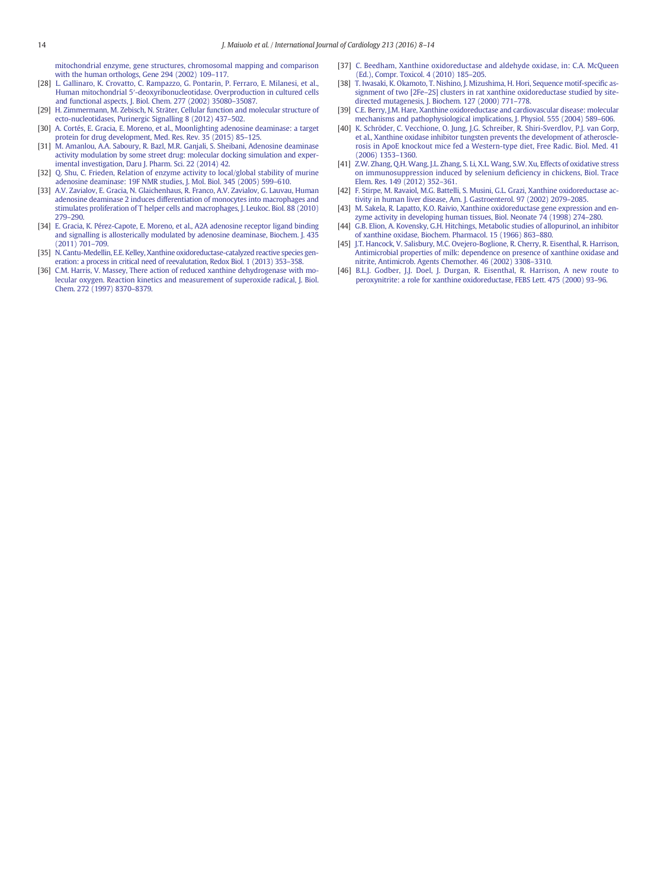mitochondrial enzyme, gene structures, chromosomal mapping and comparison with the human orthologs, Gene 294 (2002) 109–117.

[28] L. Gallinaro, K. Crovatto, C. Rampazzo, G. Pontarin, P. Ferraro, E. Milanesi, et al., Human mitochondrial 5′-deoxyribonucleotidase. Overproduction in cultured cells and functional aspects, J. Biol. Chem. 277 (2002) 35080–35087.

[29] H. Zimmermann, M. Zebisch, N. Sträter, Cellular function and molecular structure of ecto-nucleotidases, Purinergic Signalling 8 (2012) 437–502.

[30] A. Cortés, E. Gracia, E. Moreno, et al., Moonlighting adenosine deaminase: a target protein for drug development, Med. Res. Rev. 35 (2015) 85–125.

[31] M. Amanlou, A.A. Saboury, R. Bazl, M.R. Ganjali, S. Sheibani, Adenosine deaminase activity modulation by some street drug: molecular docking simulation and experimental investigation, Daru J. Pharm. Sci. 22 (2014) 42.

[32] Q. Shu, C. Frieden, Relation of enzyme activity to local/global stability of murine adenosine deaminase: 19F NMR studies, J. Mol. Biol. 345 (2005) 599–610.

[33] A.V. Zavialov, E. Gracia, N. Glaichenhaus, R. Franco, A.V. Zavialov, G. Lauvau, Human adenosine deaminase 2 induces differentiation of monocytes into macrophages and stimulates proliferation of T helper cells and macrophages, J. Leukoc. Biol. 88 (2010) 279–290.

[34] E. Gracia, K. Pérez-Capote, E. Moreno, et al., A2A adenosine receptor ligand binding and signalling is allosterically modulated by adenosine deaminase, Biochem. J. 435 (2011) 701–709.

[35] N. Cantu-Medellin, E.E. Kelley, Xanthine oxidoreductase-catalyzed reactive species generation: a process in critical need of reevalutation, Redox Biol. 1 (2013) 353–358.

[36] C.M. Harris, V. Massey, There action of reduced xanthine dehydrogenase with molecular oxygen. Reaction kinetics and measurement of superoxide radical, J. Biol. Chem. 272 (1997) 8370–8379.

[37] C. Beedham, Xanthine oxidoreductase and aldehyde oxidase, in: C.A. McQueen (Ed.), Compr. Toxicol. 4 (2010) 185–205.

[38] T. Iwasaki, K. Okamoto, T. Nishino, J. Mizushima, H. Hori, Sequence motif-specific assignment of two [2Fe–2S] clusters in rat xanthine oxidoreductase studied by site-directed mutagenesis, J. Biochem. 127 (2000) 771–778.

[39] C.E. Berry, J.M. Hare, Xanthine oxidoreductase and cardiovascular disease: molecular mechanisms and pathophysiological implications, J. Physiol. 555 (2004) 589–606.

[40] K. Schröder, C. Vecchione, O. Jung, J.G. Schreiber, R. Shiri-Sverdlov, P.J. van Gorp, et al., Xanthine oxidase inhibitor tungsten prevents the development of atherosclerosis in ApoE knockout mice fed a Western-type diet, Free Radic. Biol. Med. 41 (2006) 1353–1360.

[41] Z.W. Zhang, Q.H. Wang, J.L. Zhang, S. Li, X.L. Wang, S.W. Xu, Effects of oxidative stress on immunosuppression induced by selenium deficiency in chickens, Biol. Trace Elem. Res. 149 (2012) 352–361.

[42] F. Stirpe, M. Ravaiol, M.G. Battelli, S. Musini, G.L. Grazi, Xanthine oxidoreductase activity in human liver disease, Am. J. Gastroenterol. 97 (2002) 2079–2085.

[43] M. Sakela, R. Lapatto, K.O. Raivio, Xanthine oxidoreductase gene expression and enzyme activity in developing human tissues, Biol. Neonate 74 (1998) 274–280.

[44] G.B. Elion, A. Kovensky, G.H. Hitchings, Metabolic studies of allopurinol, an inhibitor of xanthine oxidase, Biochem. Pharmacol. 15 (1966) 863–880.

[45] J.T. Hancock, V. Salisbury, M.C. Ovejero-Boglione, R. Cherry, R. Eisenthal, R. Harrison, Antimicrobial properties of milk: dependence on presence of xanthine oxidase and nitrite, Antimicrob. Agents Chemother. 46 (2002) 3308–3310.

[46] B.L.J. Godber, J.J. Doel, J. Durgan, R. Eisenthal, R. Harrison, A new route to peroxynitrite: a role for xanthine oxidoreductase, FEBS Lett. 475 (2000) 93–96.